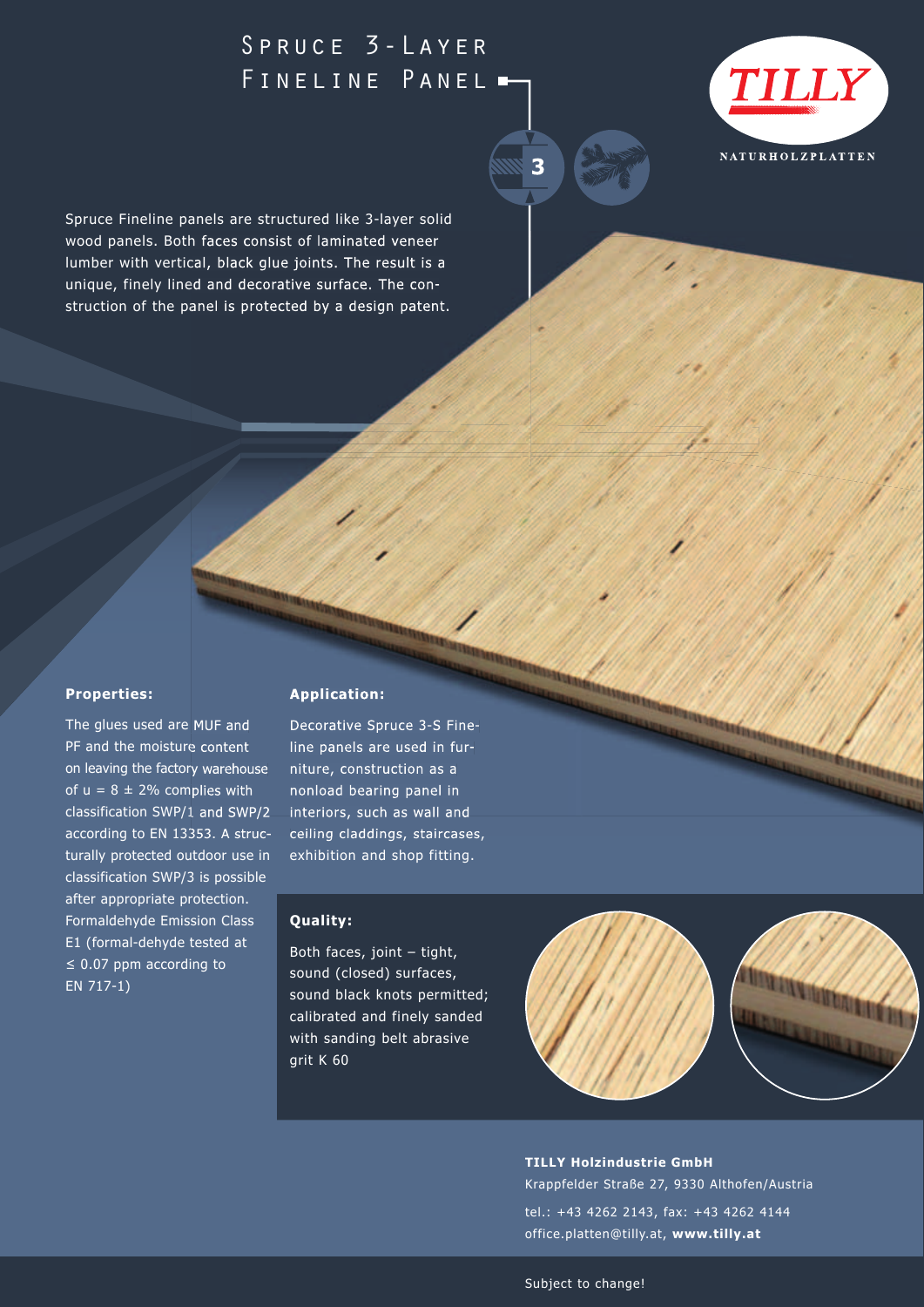# Spruce 3-Layer Fineline Panel

TILLY

NATURHOLZPLATTEN

Spruce Fineline panels are structured like 3-layer solid wood panels. Both faces consist of laminated veneer lumber with vertical, black glue joints. The result is a unique, finely lined and decorative surface. The construction of the panel is protected by a design patent.

**Properties:**

The glues used are MUF and PF and the moisture content on leaving the factory warehouse of u = 8 ± 2% complies with classification SWP/1 and SWP/2 according to EN 13353. A structurally protected outdoor use in classification SWP/3 is possible after appropriate protection. Formaldehyde Emission Class E1 (formal-dehyde tested at ≤ 0.07 ppm according to EN 717-1)

**Application:**

Decorative Spruce 3-S Fineline panels are used in furniture, construction as a nonload bearing panel in interiors, such as wall and ceiling claddings, staircases, exhibition and shop fitting.

**Quality:**

Both faces, joint – tight, sound (closed) surfaces, sound black knots permitted; calibrated and finely sanded with sanding belt abrasive grit K 60

**TILLY Holzindustrie GmbH**
Krappfelder Straße 27, 9330 Althofen/Austria
tel.: +43 4262 2143, fax: +43 4262 4144
office.platten@tilly.at, **www.tilly.at**

Subject to change!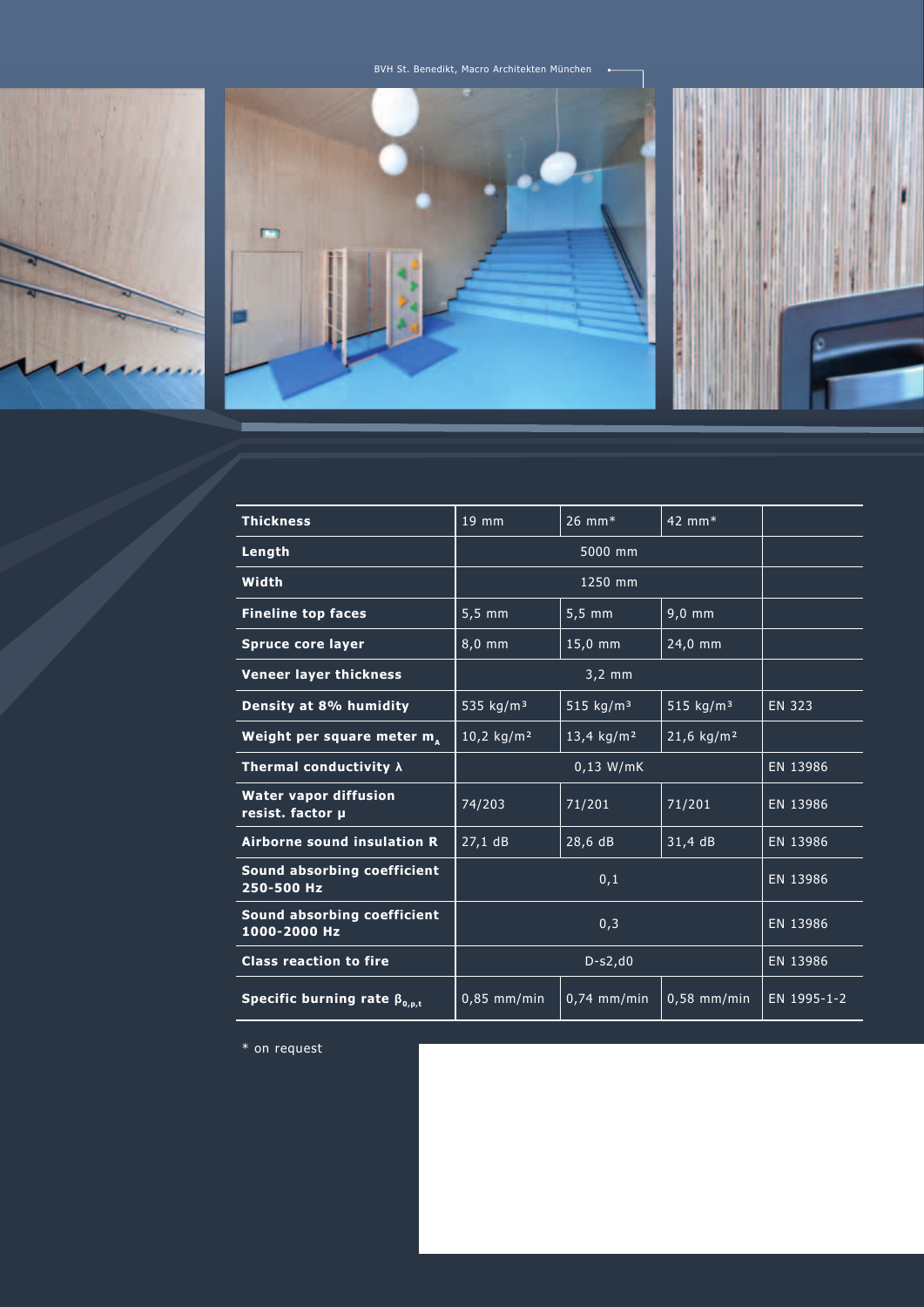BVH St. Benedikt, Macro Architekten München

| Thickness | 19 mm | 26 mm* | 42 mm* | |
|---|---|---|---|---|
| Length | 5000 mm | | | |
| Width | 1250 mm | | | |
| Fineline top faces | 5,5 mm | 5,5 mm | 9,0 mm | |
| Spruce core layer | 8,0 mm | 15,0 mm | 24,0 mm | |
| Veneer layer thickness | 3,2 mm | | | |
| Density at 8% humidity | 535 kg/m³ | 515 kg/m³ | 515 kg/m³ | EN 323 |
| Weight per square meter $m_A$ | 10,2 kg/m² | 13,4 kg/m² | 21,6 kg/m² | |
| Thermal conductivity λ | 0,13 W/mK | | | EN 13986 |
| Water vapor diffusion resist. factor μ | 74/203 | 71/201 | 71/201 | EN 13986 |
| Airborne sound insulation R | 27,1 dB | 28,6 dB | 31,4 dB | EN 13986 |
| Sound absorbing coefficient 250-500 Hz | 0,1 | | | EN 13986 |
| Sound absorbing coefficient 1000-2000 Hz | 0,3 | | | EN 13986 |
| Class reaction to fire | D-s2,d0 | | | EN 13986 |
| Specific burning rate $\beta_{0,p,t}$ | 0,85 mm/min | 0,74 mm/min | 0,58 mm/min | EN 1995-1-2 |

* on request